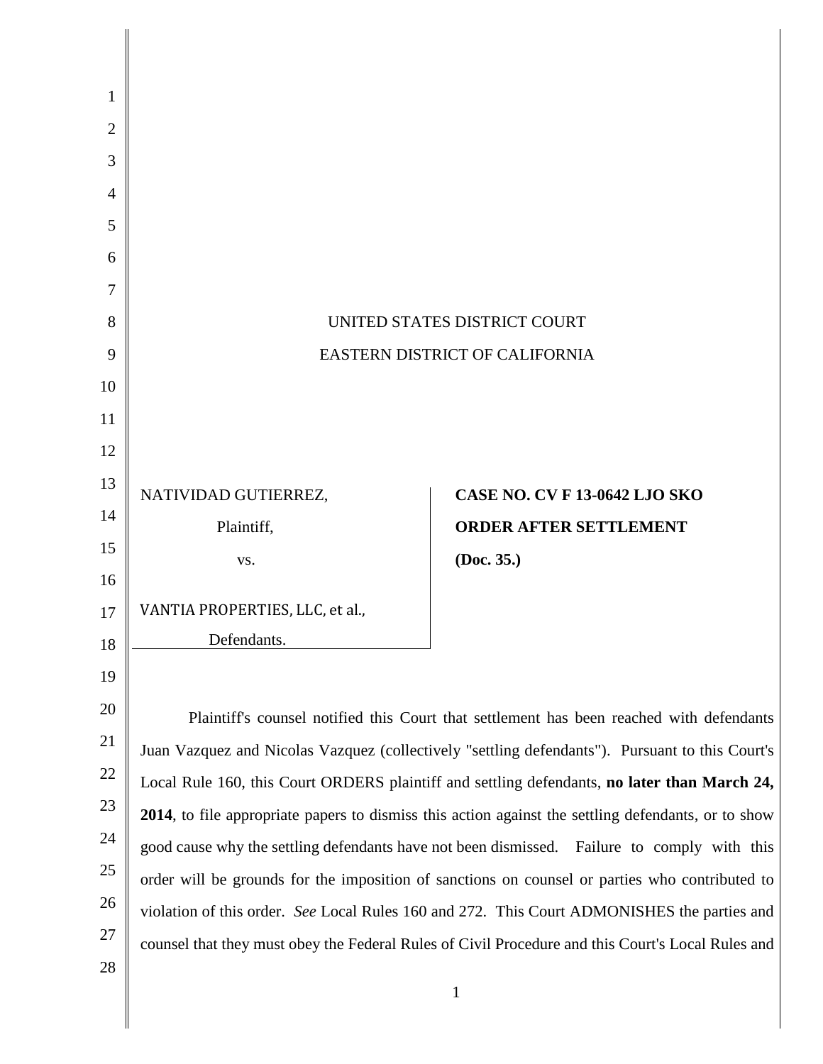UNITED STATES DISTRICT COURT

EASTERN DISTRICT OF CALIFORNIA

| | |
|---|---|
| NATIVIDAD GUTIERREZ,<br>Plaintiff,<br>vs.<br>VANTIA PROPERTIES, LLC, et al.,<br>Defendants. | **CASE NO. CV F 13-0642 LJO SKO**<br>**ORDER AFTER SETTLEMENT**<br>**(Doc. 35.)** |

Plaintiff's counsel notified this Court that settlement has been reached with defendants Juan Vazquez and Nicolas Vazquez (collectively "settling defendants"). Pursuant to this Court's Local Rule 160, this Court ORDERS plaintiff and settling defendants, **no later than March 24, 2014**, to file appropriate papers to dismiss this action against the settling defendants, or to show good cause why the settling defendants have not been dismissed. Failure to comply with this order will be grounds for the imposition of sanctions on counsel or parties who contributed to violation of this order. *See* Local Rules 160 and 272. This Court ADMONISHES the parties and counsel that they must obey the Federal Rules of Civil Procedure and this Court's Local Rules and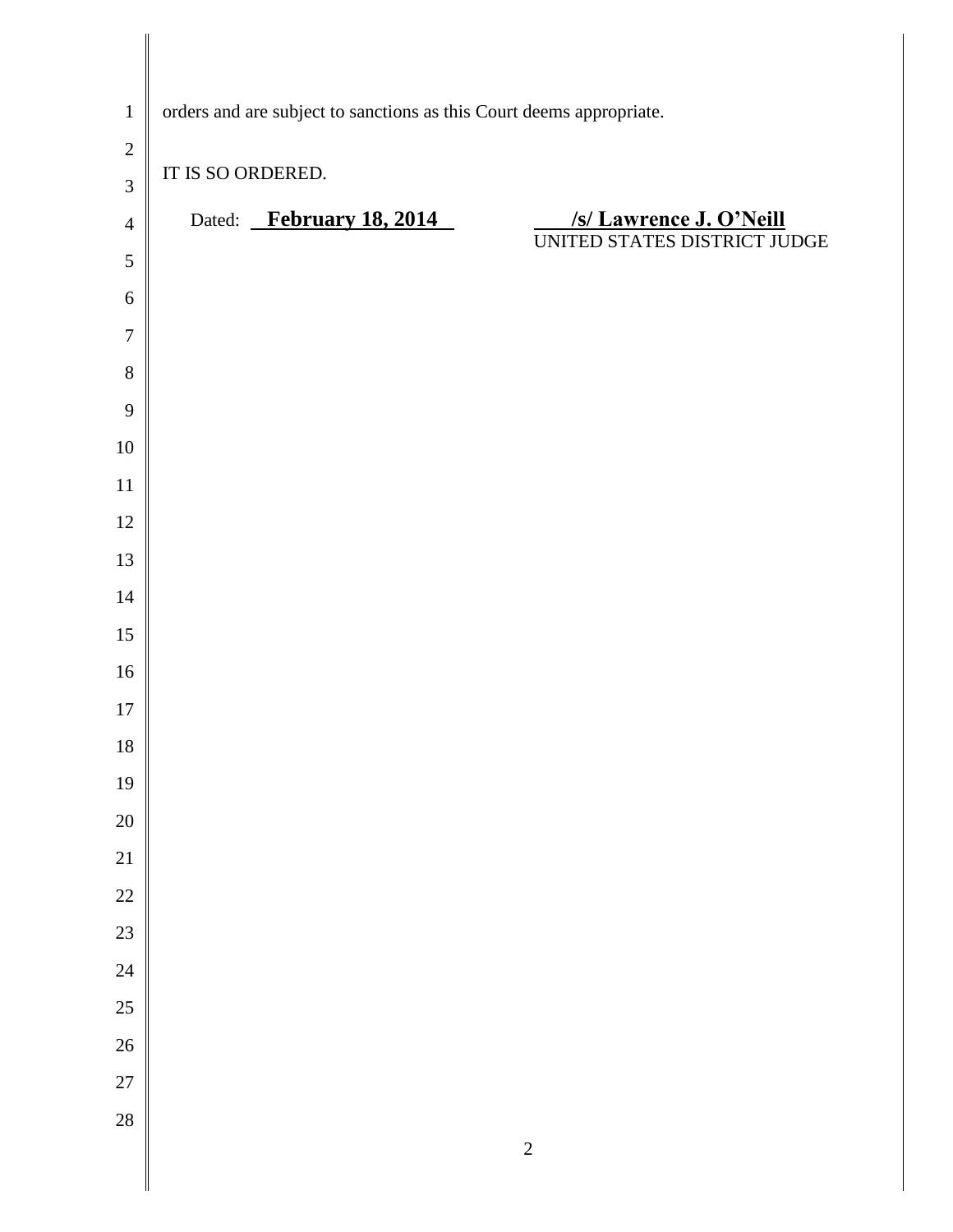orders and are subject to sanctions as this Court deems appropriate.

IT IS SO ORDERED.

Dated: **February 18, 2014**

**/s/ Lawrence J. O'Neill**
UNITED STATES DISTRICT JUDGE